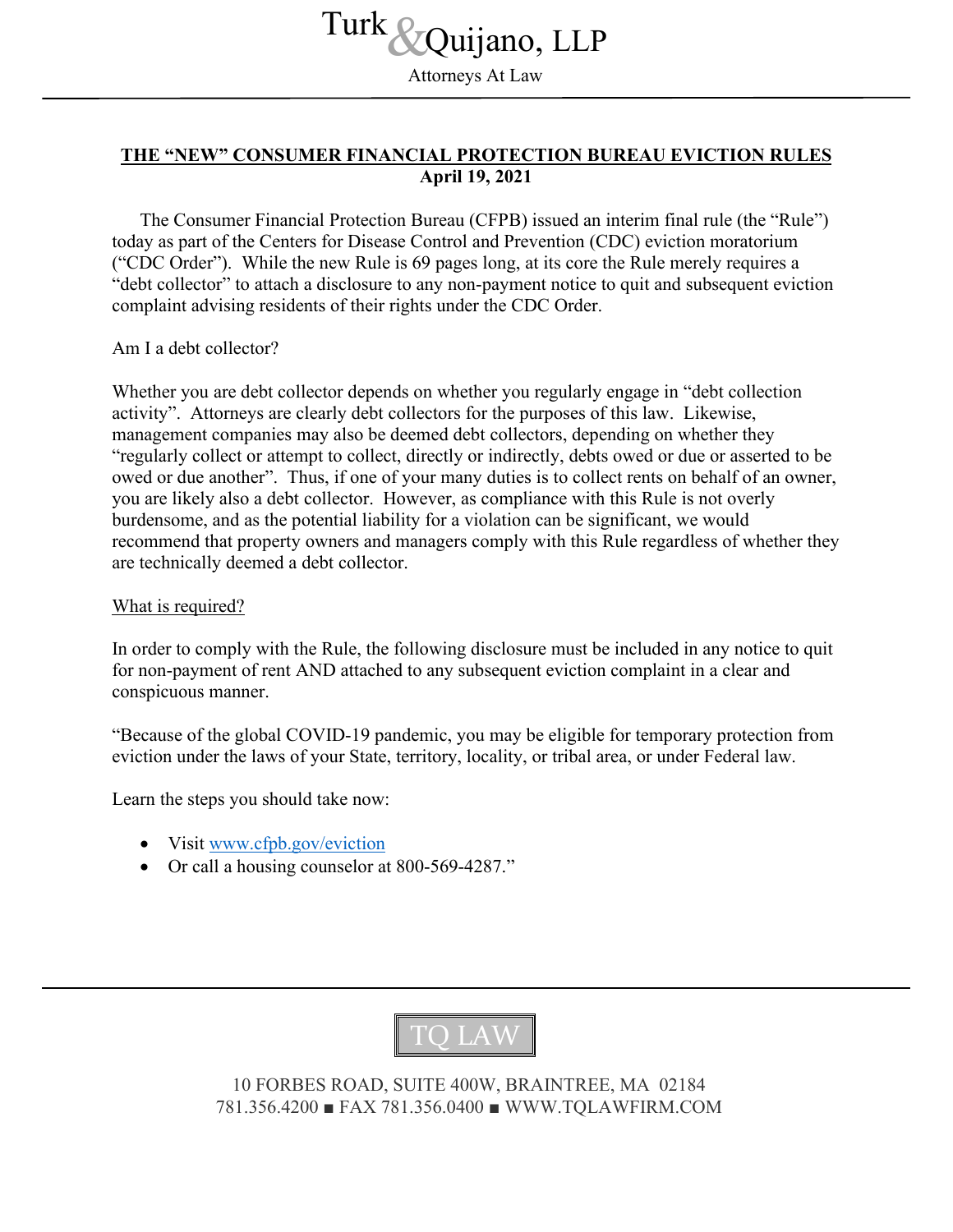# Turk & Quijano, LLP

Attorneys At Law

## THE "NEW" CONSUMER FINANCIAL PROTECTION BUREAU EVICTION RULES

**April 19, 2021**

The Consumer Financial Protection Bureau (CFPB) issued an interim final rule (the "Rule") today as part of the Centers for Disease Control and Prevention (CDC) eviction moratorium ("CDC Order"). While the new Rule is 69 pages long, at its core the Rule merely requires a "debt collector" to attach a disclosure to any non-payment notice to quit and subsequent eviction complaint advising residents of their rights under the CDC Order.

Am I a debt collector?

Whether you are debt collector depends on whether you regularly engage in "debt collection activity". Attorneys are clearly debt collectors for the purposes of this law. Likewise, management companies may also be deemed debt collectors, depending on whether they "regularly collect or attempt to collect, directly or indirectly, debts owed or due or asserted to be owed or due another". Thus, if one of your many duties is to collect rents on behalf of an owner, you are likely also a debt collector. However, as compliance with this Rule is not overly burdensome, and as the potential liability for a violation can be significant, we would recommend that property owners and managers comply with this Rule regardless of whether they are technically deemed a debt collector.

What is required?

In order to comply with the Rule, the following disclosure must be included in any notice to quit for non-payment of rent AND attached to any subsequent eviction complaint in a clear and conspicuous manner.

"Because of the global COVID-19 pandemic, you may be eligible for temporary protection from eviction under the laws of your State, territory, locality, or tribal area, or under Federal law.

Learn the steps you should take now:

- Visit www.cfpb.gov/eviction
- Or call a housing counselor at 800-569-4287."

TQ LAW

10 FORBES ROAD, SUITE 400W, BRAINTREE, MA 02184
781.356.4200 ■ FAX 781.356.0400 ■ WWW.TQLAWFIRM.COM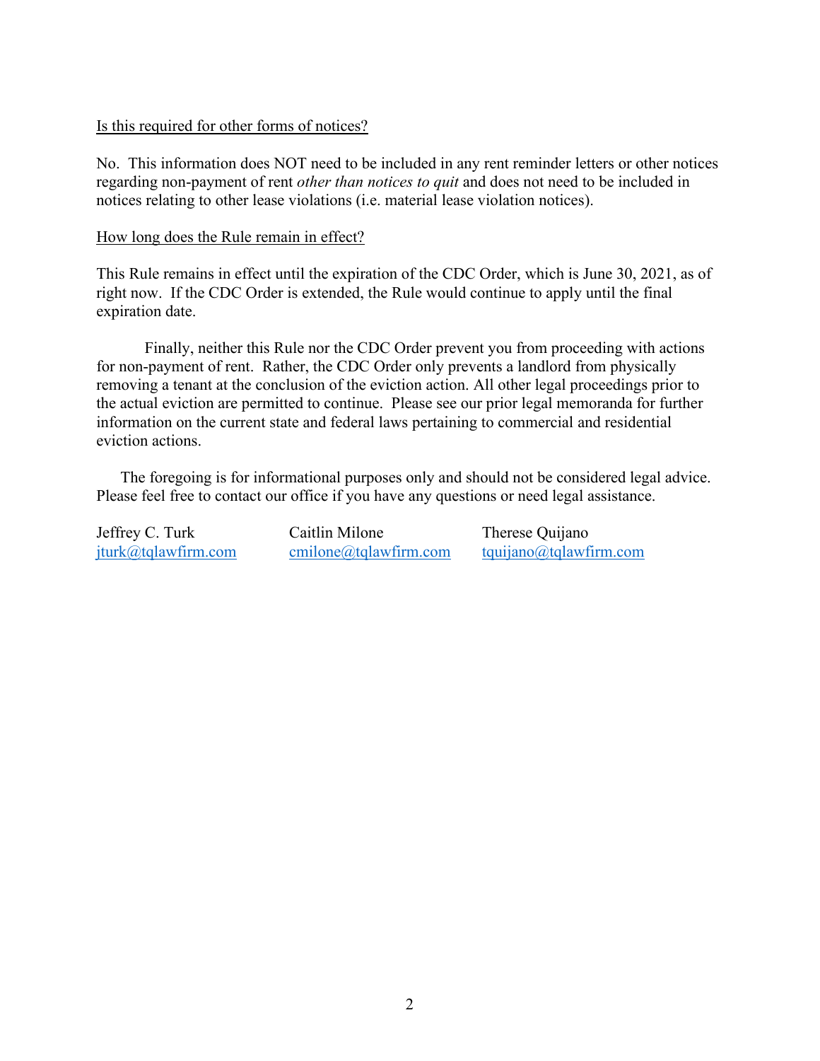Is this required for other forms of notices?

No. This information does NOT need to be included in any rent reminder letters or other notices regarding non-payment of rent *other than notices to quit* and does not need to be included in notices relating to other lease violations (i.e. material lease violation notices).

How long does the Rule remain in effect?

This Rule remains in effect until the expiration of the CDC Order, which is June 30, 2021, as of right now. If the CDC Order is extended, the Rule would continue to apply until the final expiration date.

Finally, neither this Rule nor the CDC Order prevent you from proceeding with actions for non-payment of rent. Rather, the CDC Order only prevents a landlord from physically removing a tenant at the conclusion of the eviction action. All other legal proceedings prior to the actual eviction are permitted to continue. Please see our prior legal memoranda for further information on the current state and federal laws pertaining to commercial and residential eviction actions.

The foregoing is for informational purposes only and should not be considered legal advice. Please feel free to contact our office if you have any questions or need legal assistance.

Jeffrey C. Turk
jturk@tqlawfirm.com

Caitlin Milone
cmilone@tqlawfirm.com

Therese Quijano
tquijano@tqlawfirm.com